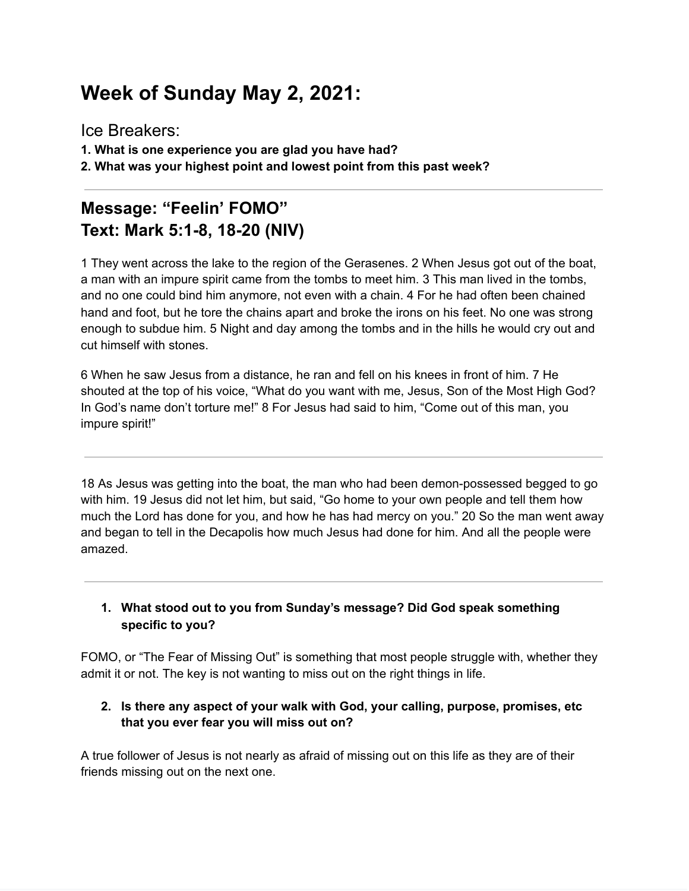# Week of Sunday May 2, 2021:

Ice Breakers:

**1. What is one experience you are glad you have had?**

**2. What was your highest point and lowest point from this past week?**

---

## Message: “Feelin’ FOMO”
## Text: Mark 5:1-8, 18-20 (NIV)

1 They went across the lake to the region of the Gerasenes. 2 When Jesus got out of the boat, a man with an impure spirit came from the tombs to meet him. 3 This man lived in the tombs, and no one could bind him anymore, not even with a chain. 4 For he had often been chained hand and foot, but he tore the chains apart and broke the irons on his feet. No one was strong enough to subdue him. 5 Night and day among the tombs and in the hills he would cry out and cut himself with stones.

6 When he saw Jesus from a distance, he ran and fell on his knees in front of him. 7 He shouted at the top of his voice, “What do you want with me, Jesus, Son of the Most High God? In God’s name don’t torture me!” 8 For Jesus had said to him, “Come out of this man, you impure spirit!”

---

18 As Jesus was getting into the boat, the man who had been demon-possessed begged to go with him. 19 Jesus did not let him, but said, “Go home to your own people and tell them how much the Lord has done for you, and how he has had mercy on you.” 20 So the man went away and began to tell in the Decapolis how much Jesus had done for him. And all the people were amazed.

---

1. **What stood out to you from Sunday’s message? Did God speak something specific to you?**

FOMO, or “The Fear of Missing Out” is something that most people struggle with, whether they admit it or not. The key is not wanting to miss out on the right things in life.

2. **Is there any aspect of your walk with God, your calling, purpose, promises, etc that you ever fear you will miss out on?**

A true follower of Jesus is not nearly as afraid of missing out on this life as they are of their friends missing out on the next one.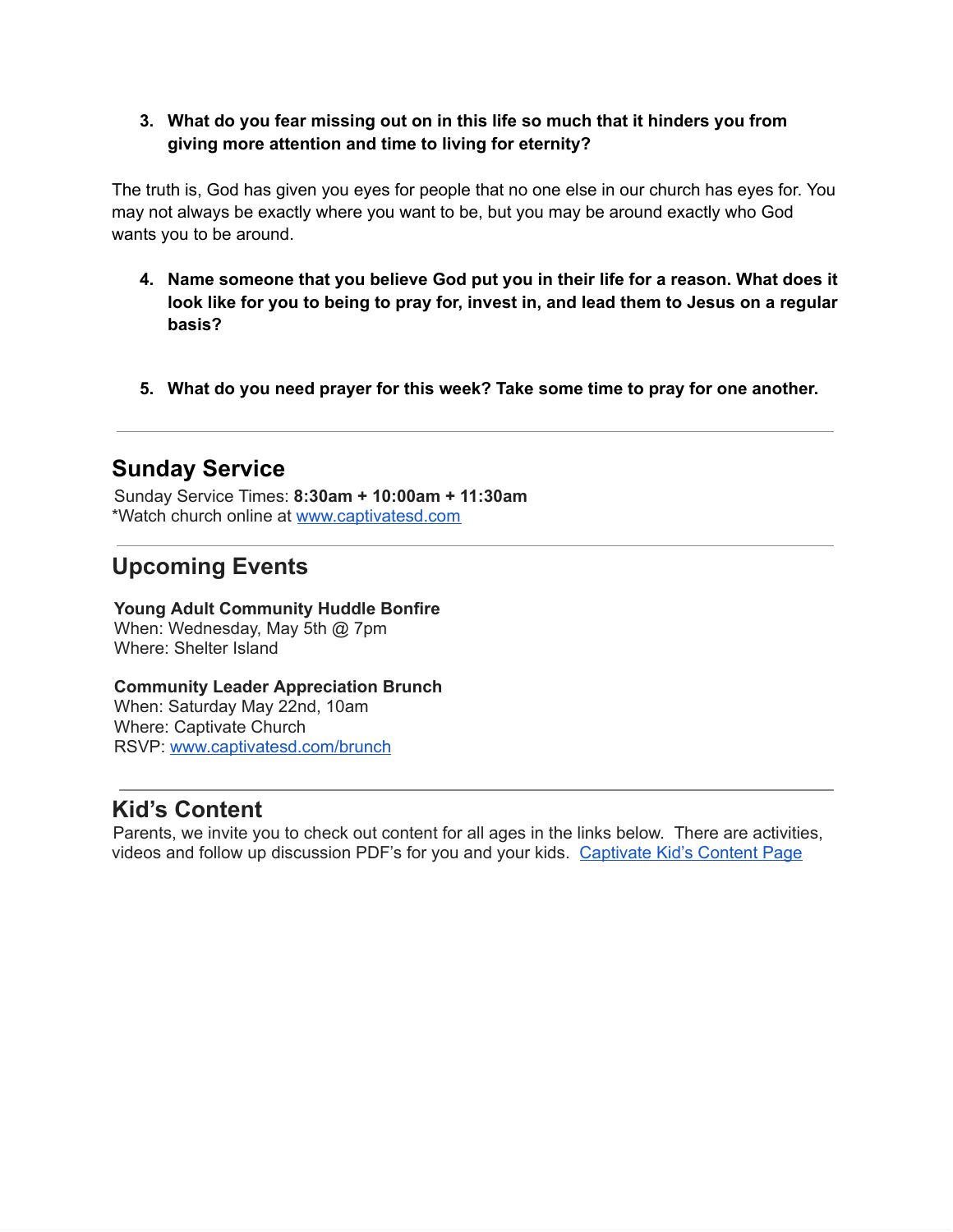3. **What do you fear missing out on in this life so much that it hinders you from giving more attention and time to living for eternity?**

The truth is, God has given you eyes for people that no one else in our church has eyes for. You may not always be exactly where you want to be, but you may be around exactly who God wants you to be around.

4. **Name someone that you believe God put you in their life for a reason. What does it look like for you to being to pray for, invest in, and lead them to Jesus on a regular basis?**

5. **What do you need prayer for this week? Take some time to pray for one another.**

---

## Sunday Service

Sunday Service Times: **8:30am + 10:00am + 11:30am**
*Watch church online at [www.captivatesd.com](www.captivatesd.com)

---

## Upcoming Events

**Young Adult Community Huddle Bonfire**
When: Wednesday, May 5th @ 7pm
Where: Shelter Island

**Community Leader Appreciation Brunch**
When: Saturday May 22nd, 10am
Where: Captivate Church
RSVP: [www.captivatesd.com/brunch](www.captivatesd.com/brunch)

---

## Kid's Content

Parents, we invite you to check out content for all ages in the links below. There are activities, videos and follow up discussion PDF's for you and your kids. Captivate Kid's Content Page